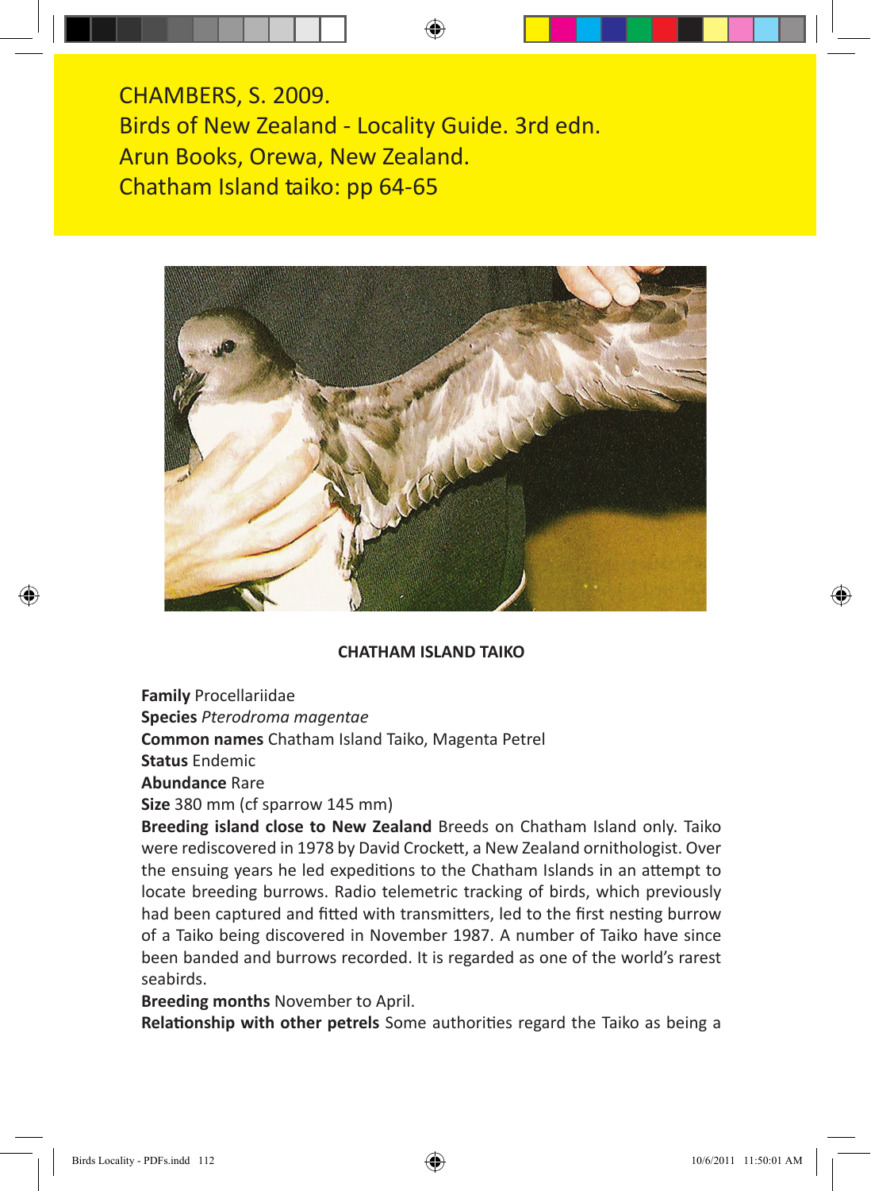CHAMBERS, S. 2009.
Birds of New Zealand - Locality Guide. 3rd edn.
Arun Books, Orewa, New Zealand.
Chatham Island taiko: pp 64-65

## CHATHAM ISLAND TAIKO

**Family** Procellariidae
**Species** *Pterodroma magentae*
**Common names** Chatham Island Taiko, Magenta Petrel
**Status** Endemic
**Abundance** Rare
**Size** 380 mm (cf sparrow 145 mm)
**Breeding island close to New Zealand** Breeds on Chatham Island only. Taiko were rediscovered in 1978 by David Crockett, a New Zealand ornithologist. Over the ensuing years he led expeditions to the Chatham Islands in an attempt to locate breeding burrows. Radio telemetric tracking of birds, which previously had been captured and fitted with transmitters, led to the first nesting burrow of a Taiko being discovered in November 1987. A number of Taiko have since been banded and burrows recorded. It is regarded as one of the world's rarest seabirds.
**Breeding months** November to April.
**Relationship with other petrels** Some authorities regard the Taiko as being a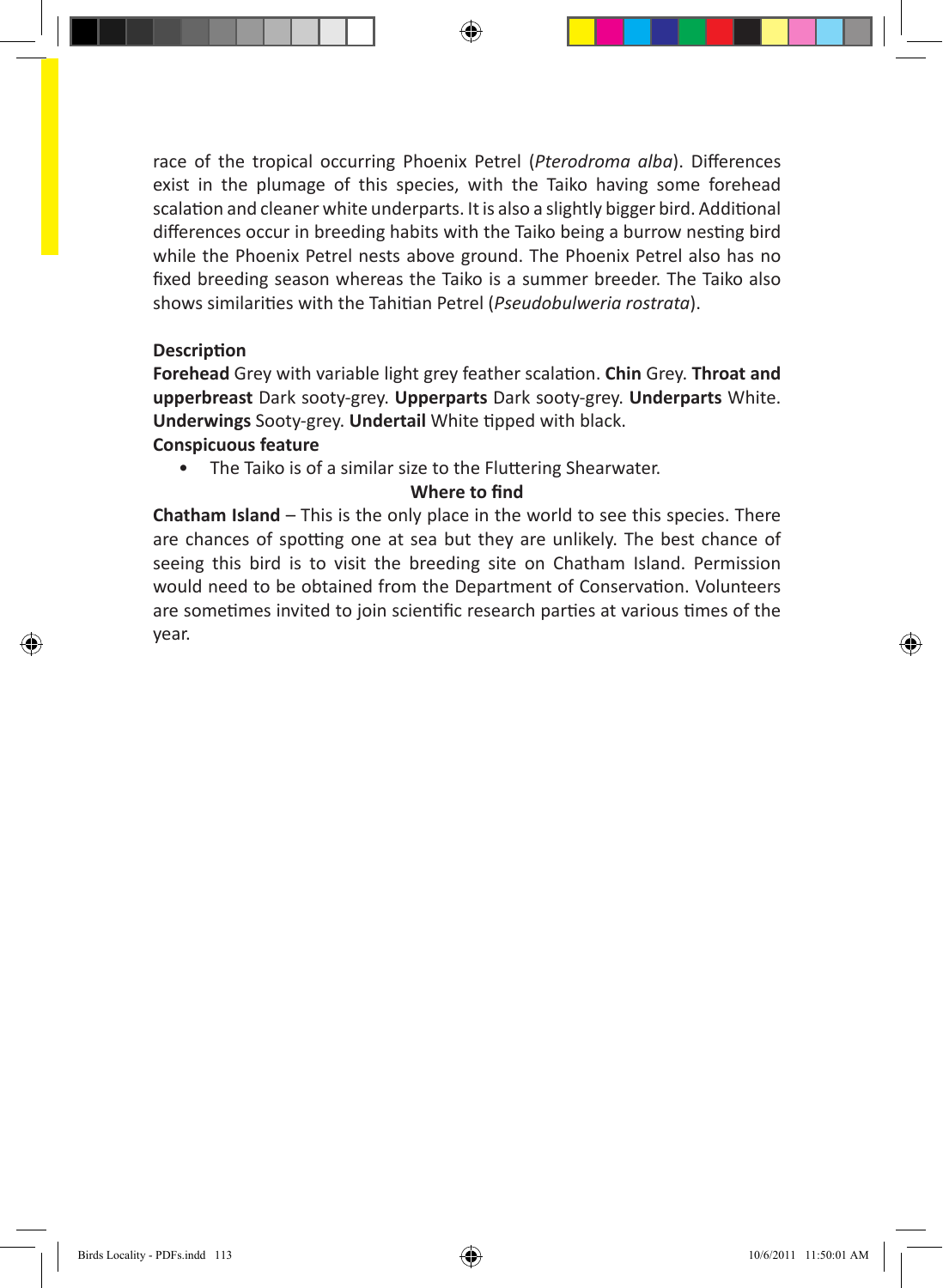race of the tropical occurring Phoenix Petrel (*Pterodroma alba*). Differences exist in the plumage of this species, with the Taiko having some forehead scalation and cleaner white underparts. It is also a slightly bigger bird. Additional differences occur in breeding habits with the Taiko being a burrow nesting bird while the Phoenix Petrel nests above ground. The Phoenix Petrel also has no fixed breeding season whereas the Taiko is a summer breeder. The Taiko also shows similarities with the Tahitian Petrel (*Pseudobulweria rostrata*).

**Description**

**Forehead** Grey with variable light grey feather scalation. **Chin** Grey. **Throat and upperbreast** Dark sooty-grey. **Upperparts** Dark sooty-grey. **Underparts** White. **Underwings** Sooty-grey. **Undertail** White tipped with black.

**Conspicuous feature**

- The Taiko is of a similar size to the Fluttering Shearwater.

**Where to find**

**Chatham Island** – This is the only place in the world to see this species. There are chances of spotting one at sea but they are unlikely. The best chance of seeing this bird is to visit the breeding site on Chatham Island. Permission would need to be obtained from the Department of Conservation. Volunteers are sometimes invited to join scientific research parties at various times of the year.